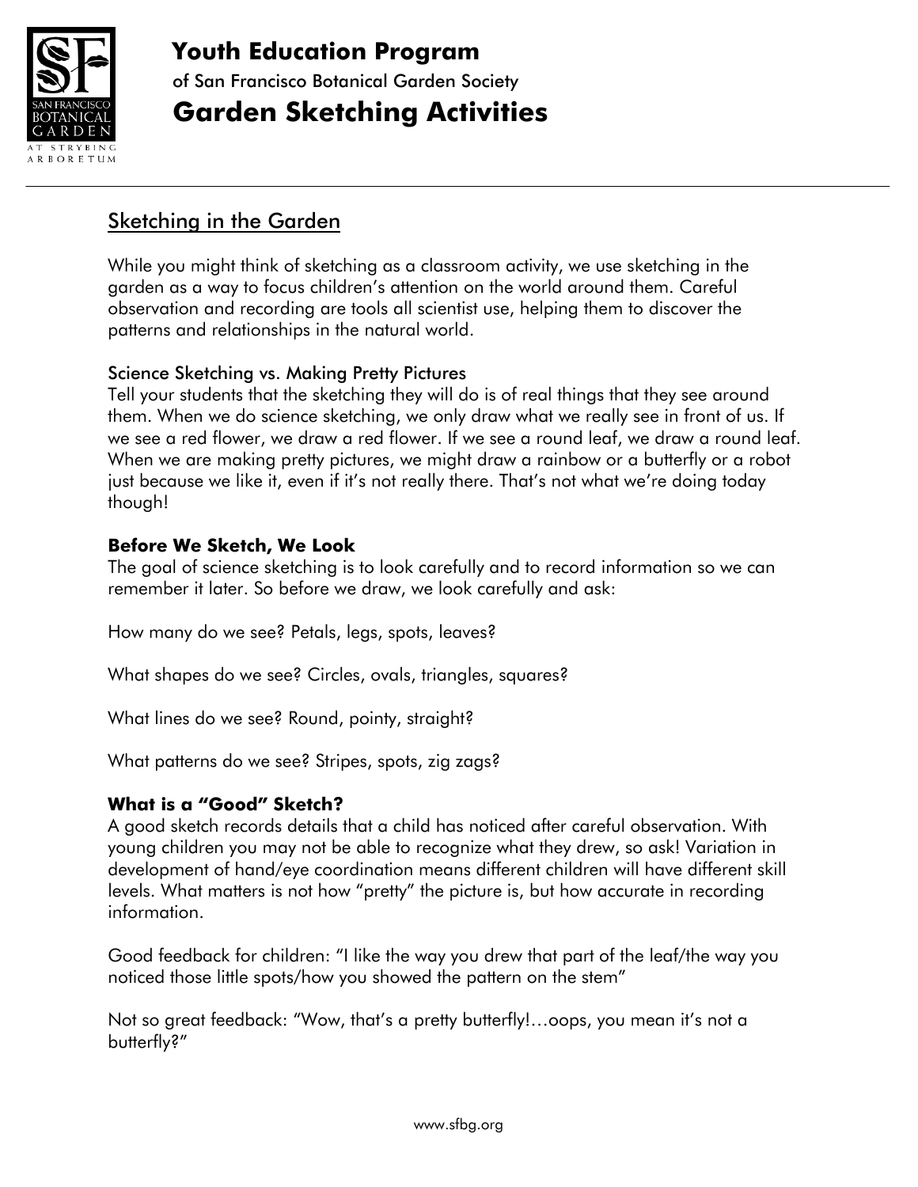# Youth Education Program

of San Francisco Botanical Garden Society

# Garden Sketching Activities

## Sketching in the Garden

While you might think of sketching as a classroom activity, we use sketching in the garden as a way to focus children's attention on the world around them. Careful observation and recording are tools all scientist use, helping them to discover the patterns and relationships in the natural world.

### Science Sketching vs. Making Pretty Pictures

Tell your students that the sketching they will do is of real things that they see around them. When we do science sketching, we only draw what we really see in front of us. If we see a red flower, we draw a red flower. If we see a round leaf, we draw a round leaf. When we are making pretty pictures, we might draw a rainbow or a butterfly or a robot just because we like it, even if it's not really there. That's not what we're doing today though!

### **Before We Sketch, We Look**

The goal of science sketching is to look carefully and to record information so we can remember it later. So before we draw, we look carefully and ask:

How many do we see? Petals, legs, spots, leaves?

What shapes do we see? Circles, ovals, triangles, squares?

What lines do we see? Round, pointy, straight?

What patterns do we see? Stripes, spots, zig zags?

### **What is a "Good" Sketch?**

A good sketch records details that a child has noticed after careful observation. With young children you may not be able to recognize what they drew, so ask! Variation in development of hand/eye coordination means different children will have different skill levels. What matters is not how "pretty" the picture is, but how accurate in recording information.

Good feedback for children: "I like the way you drew that part of the leaf/the way you noticed those little spots/how you showed the pattern on the stem"

Not so great feedback: "Wow, that's a pretty butterfly!…oops, you mean it's not a butterfly?"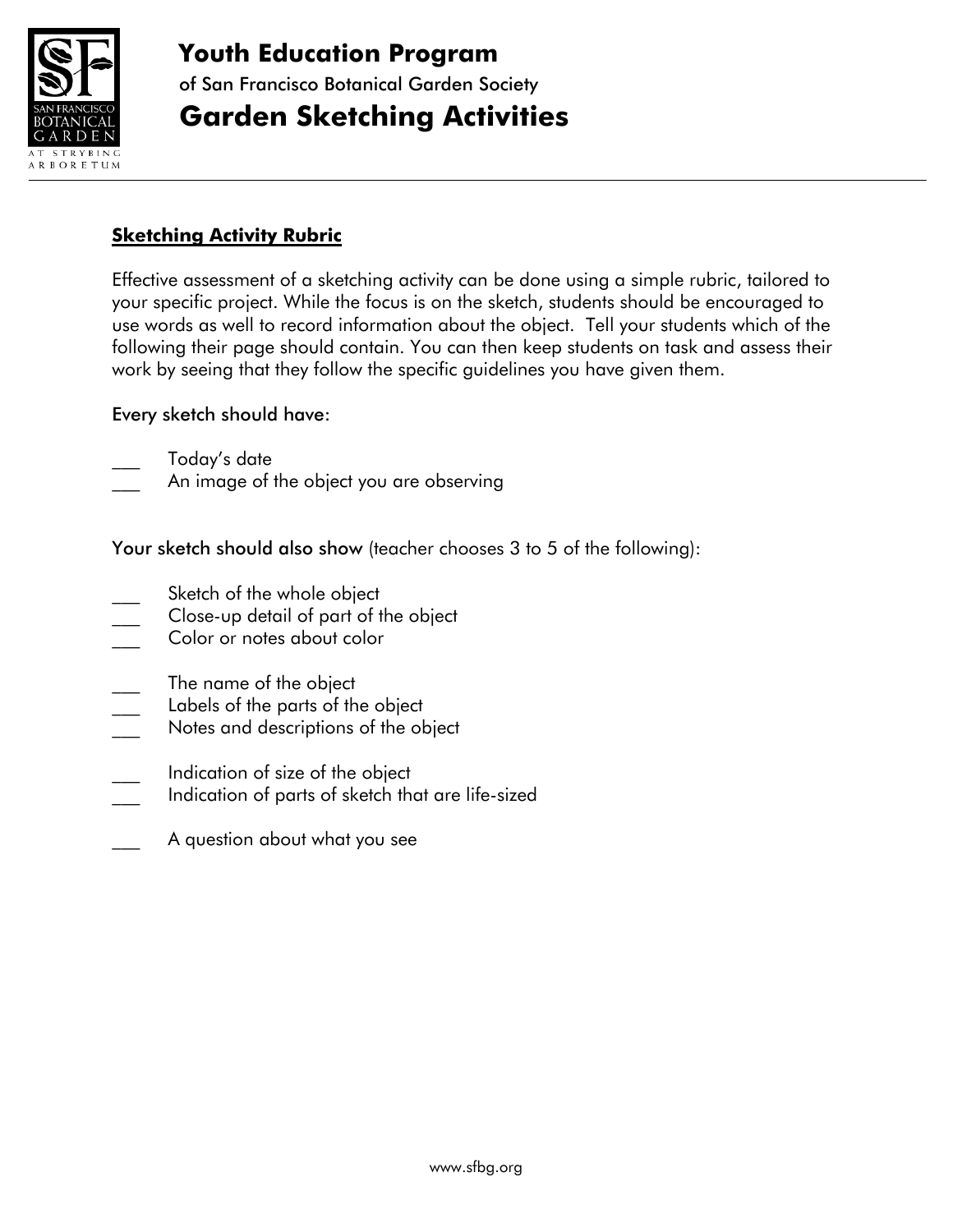# Youth Education Program

of San Francisco Botanical Garden Society

# Garden Sketching Activities

## Sketching Activity Rubric

Effective assessment of a sketching activity can be done using a simple rubric, tailored to your specific project. While the focus is on the sketch, students should be encouraged to use words as well to record information about the object. Tell your students which of the following their page should contain. You can then keep students on task and assess their work by seeing that they follow the specific guidelines you have given them.

Every sketch should have:

___ Today's date
___ An image of the object you are observing

Your sketch should also show (teacher chooses 3 to 5 of the following):

___ Sketch of the whole object
___ Close-up detail of part of the object
___ Color or notes about color

___ The name of the object
___ Labels of the parts of the object
___ Notes and descriptions of the object

___ Indication of size of the object
___ Indication of parts of sketch that are life-sized

___ A question about what you see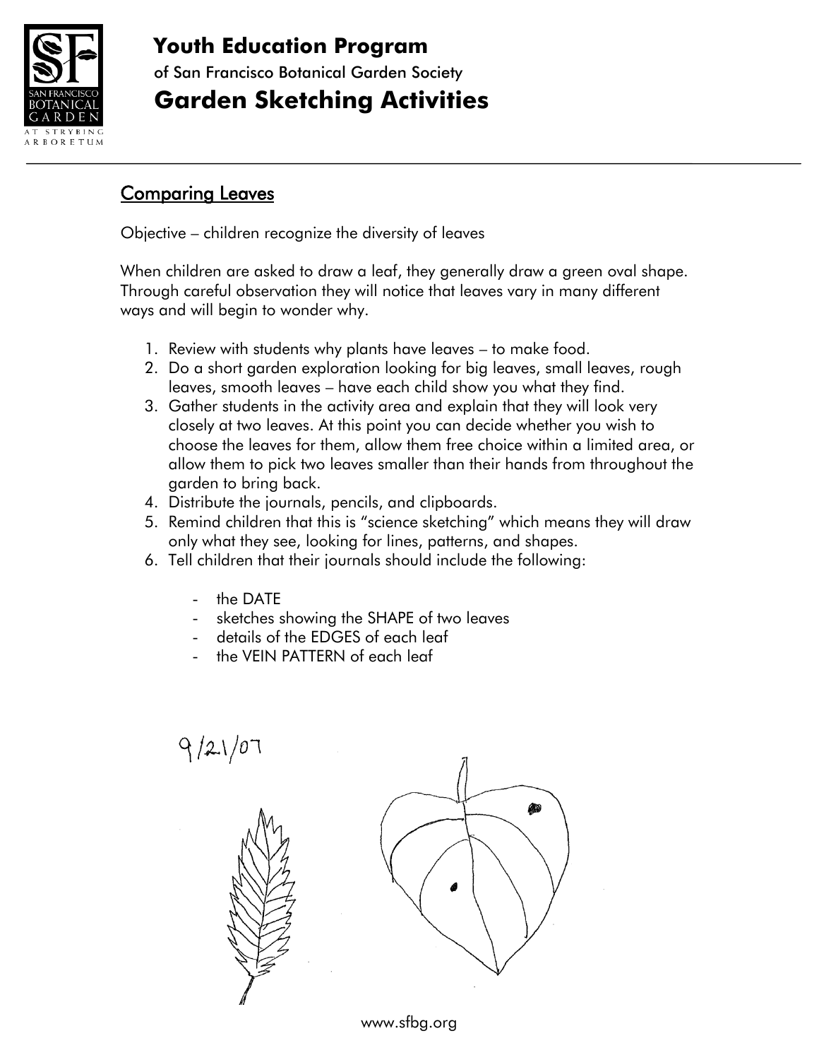# Youth Education Program

of San Francisco Botanical Garden Society

# Garden Sketching Activities

## Comparing Leaves

Objective – children recognize the diversity of leaves

When children are asked to draw a leaf, they generally draw a green oval shape. Through careful observation they will notice that leaves vary in many different ways and will begin to wonder why.

1. Review with students why plants have leaves – to make food.
2. Do a short garden exploration looking for big leaves, small leaves, rough leaves, smooth leaves – have each child show you what they find.
3. Gather students in the activity area and explain that they will look very closely at two leaves. At this point you can decide whether you wish to choose the leaves for them, allow them free choice within a limited area, or allow them to pick two leaves smaller than their hands from throughout the garden to bring back.
4. Distribute the journals, pencils, and clipboards.
5. Remind children that this is "science sketching" which means they will draw only what they see, looking for lines, patterns, and shapes.
6. Tell children that their journals should include the following:

   - the DATE
   - sketches showing the SHAPE of two leaves
   - details of the EDGES of each leaf
   - the VEIN PATTERN of each leaf

9/21/07

www.sfbg.org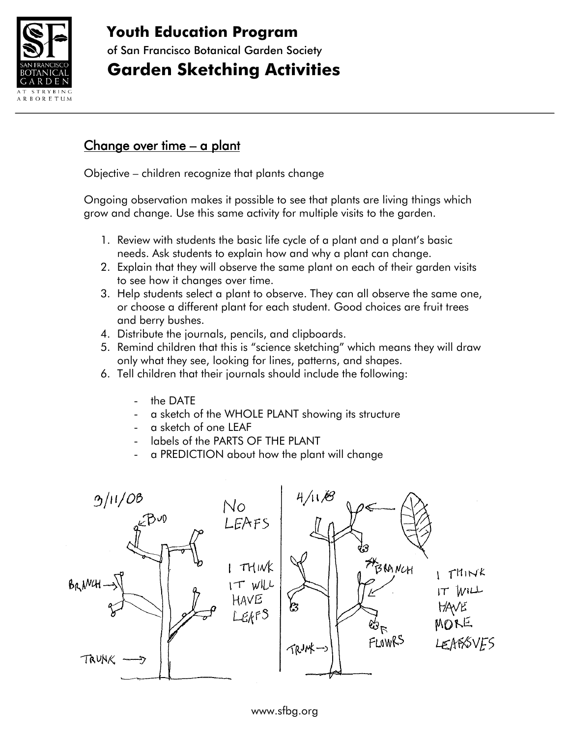# Youth Education Program

of San Francisco Botanical Garden Society

# Garden Sketching Activities

## Change over time – a plant

Objective – children recognize that plants change

Ongoing observation makes it possible to see that plants are living things which grow and change. Use this same activity for multiple visits to the garden.

1. Review with students the basic life cycle of a plant and a plant's basic needs. Ask students to explain how and why a plant can change.
2. Explain that they will observe the same plant on each of their garden visits to see how it changes over time.
3. Help students select a plant to observe. They can all observe the same one, or choose a different plant for each student. Good choices are fruit trees and berry bushes.
4. Distribute the journals, pencils, and clipboards.
5. Remind children that this is "science sketching" which means they will draw only what they see, looking for lines, patterns, and shapes.
6. Tell children that their journals should include the following:
   - the DATE
   - a sketch of the WHOLE PLANT showing its structure
   - a sketch of one LEAF
   - labels of the PARTS OF THE PLANT
   - a PREDICTION about how the plant will change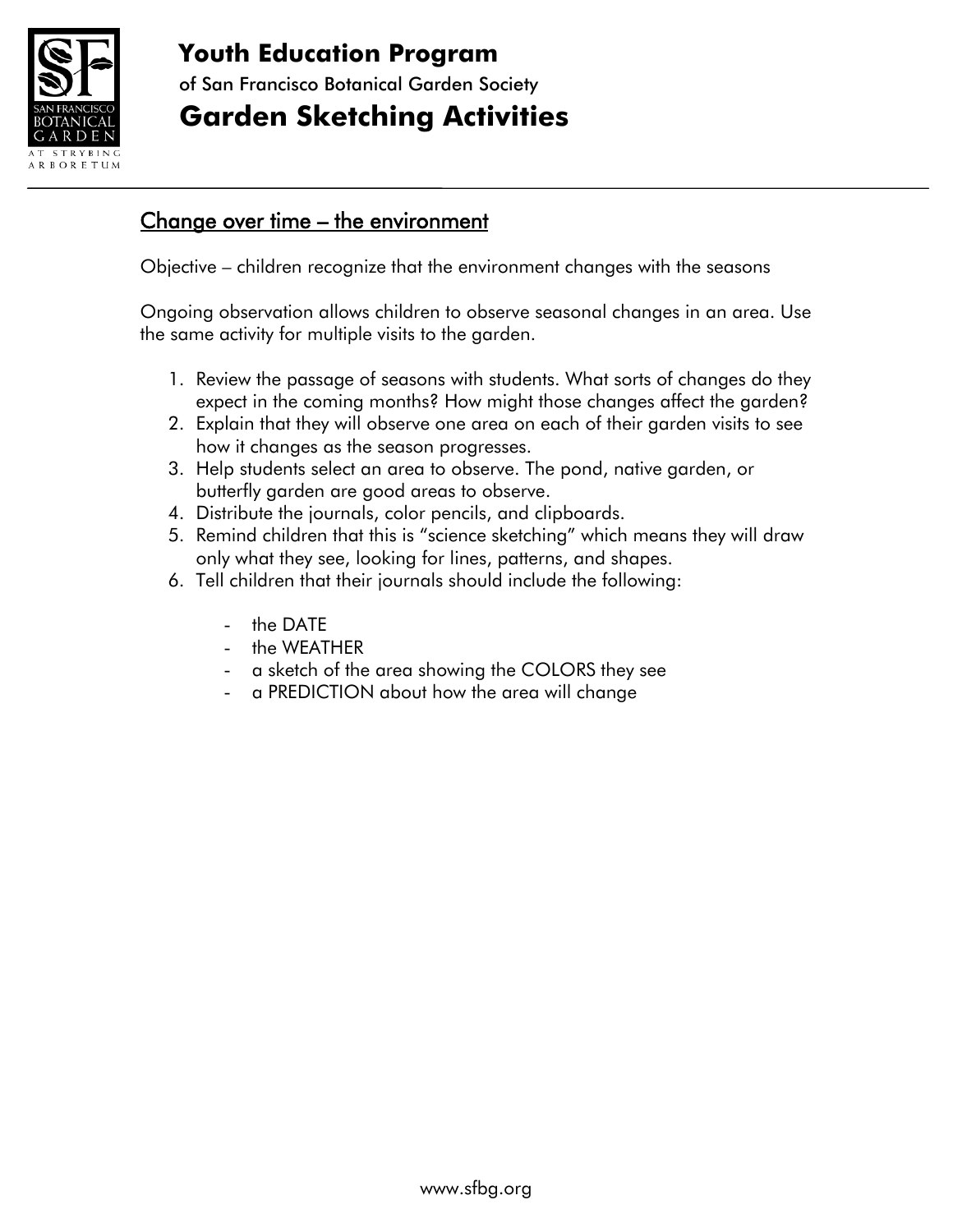# Youth Education Program

of San Francisco Botanical Garden Society

# Garden Sketching Activities

## Change over time – the environment

Objective – children recognize that the environment changes with the seasons

Ongoing observation allows children to observe seasonal changes in an area. Use the same activity for multiple visits to the garden.

1. Review the passage of seasons with students. What sorts of changes do they expect in the coming months? How might those changes affect the garden?
2. Explain that they will observe one area on each of their garden visits to see how it changes as the season progresses.
3. Help students select an area to observe. The pond, native garden, or butterfly garden are good areas to observe.
4. Distribute the journals, color pencils, and clipboards.
5. Remind children that this is "science sketching" which means they will draw only what they see, looking for lines, patterns, and shapes.
6. Tell children that their journals should include the following:

   - the DATE
   - the WEATHER
   - a sketch of the area showing the COLORS they see
   - a PREDICTION about how the area will change

www.sfbg.org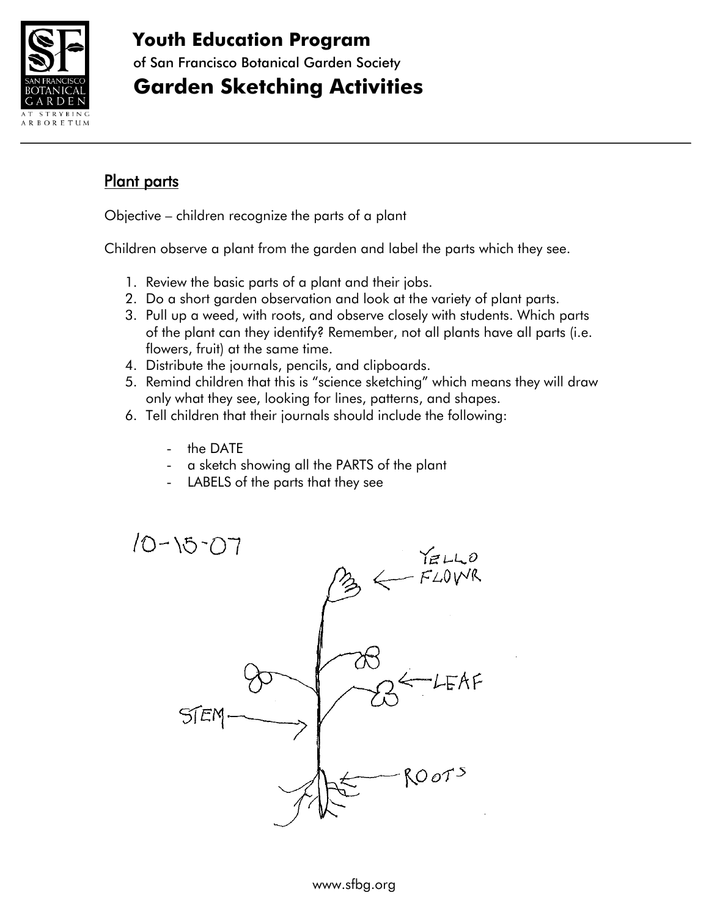# Youth Education Program

of San Francisco Botanical Garden Society

# Garden Sketching Activities

## Plant parts

Objective – children recognize the parts of a plant

Children observe a plant from the garden and label the parts which they see.

1. Review the basic parts of a plant and their jobs.
2. Do a short garden observation and look at the variety of plant parts.
3. Pull up a weed, with roots, and observe closely with students. Which parts of the plant can they identify? Remember, not all plants have all parts (i.e. flowers, fruit) at the same time.
4. Distribute the journals, pencils, and clipboards.
5. Remind children that this is "science sketching" which means they will draw only what they see, looking for lines, patterns, and shapes.
6. Tell children that their journals should include the following:

   - the DATE
   - a sketch showing all the PARTS of the plant
   - LABELS of the parts that they see

10-15-07

YELLO FLOWR

LEAF

STEM

ROOTS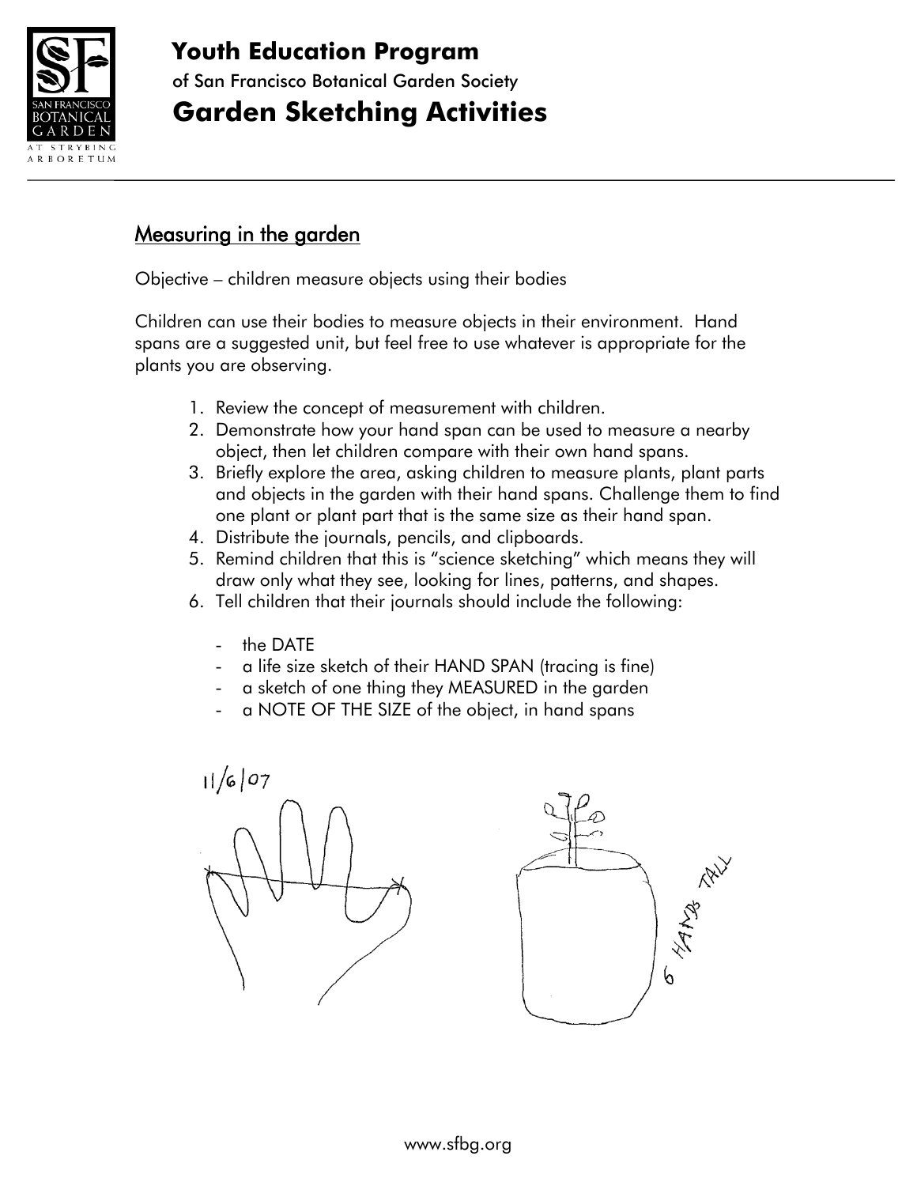# Youth Education Program

of San Francisco Botanical Garden Society

## Garden Sketching Activities

### Measuring in the garden

Objective – children measure objects using their bodies

Children can use their bodies to measure objects in their environment. Hand spans are a suggested unit, but feel free to use whatever is appropriate for the plants you are observing.

1. Review the concept of measurement with children.
2. Demonstrate how your hand span can be used to measure a nearby object, then let children compare with their own hand spans.
3. Briefly explore the area, asking children to measure plants, plant parts and objects in the garden with their hand spans. Challenge them to find one plant or plant part that is the same size as their hand span.
4. Distribute the journals, pencils, and clipboards.
5. Remind children that this is "science sketching" which means they will draw only what they see, looking for lines, patterns, and shapes.
6. Tell children that their journals should include the following:

   - the DATE
   - a life size sketch of their HAND SPAN (tracing is fine)
   - a sketch of one thing they MEASURED in the garden
   - a NOTE OF THE SIZE of the object, in hand spans

11/6/07

6 HANDS TALL

www.sfbg.org